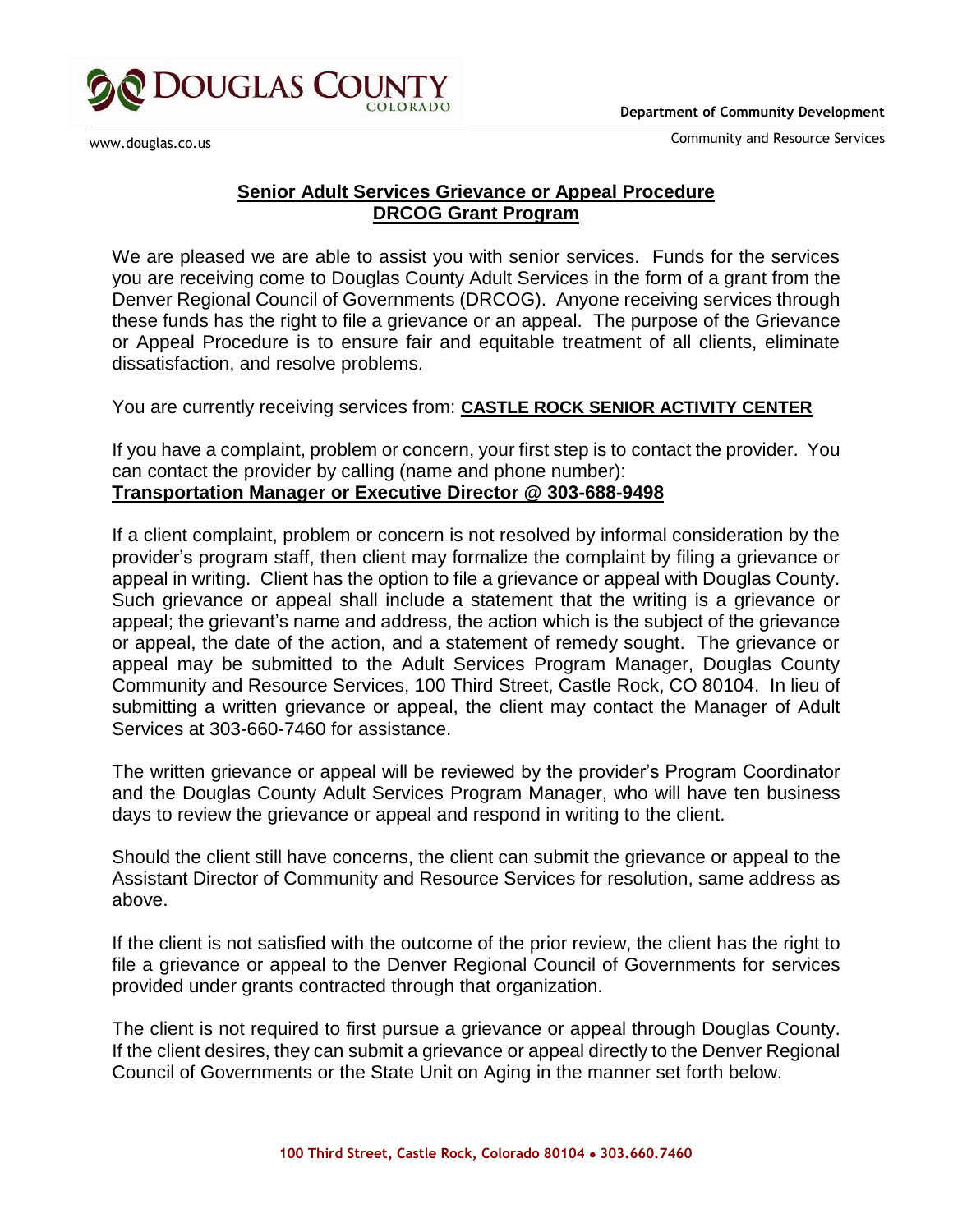**Department of Community Development**

Community and Resource Services

www.douglas.co.us

# Senior Adult Services Grievance or Appeal Procedure
## DRCOG Grant Program

We are pleased we are able to assist you with senior services. Funds for the services you are receiving come to Douglas County Adult Services in the form of a grant from the Denver Regional Council of Governments (DRCOG). Anyone receiving services through these funds has the right to file a grievance or an appeal. The purpose of the Grievance or Appeal Procedure is to ensure fair and equitable treatment of all clients, eliminate dissatisfaction, and resolve problems.

You are currently receiving services from: **CASTLE ROCK SENIOR ACTIVITY CENTER**

If you have a complaint, problem or concern, your first step is to contact the provider. You can contact the provider by calling (name and phone number):
**Transportation Manager or Executive Director @ 303-688-9498**

If a client complaint, problem or concern is not resolved by informal consideration by the provider's program staff, then client may formalize the complaint by filing a grievance or appeal in writing. Client has the option to file a grievance or appeal with Douglas County. Such grievance or appeal shall include a statement that the writing is a grievance or appeal; the grievant's name and address, the action which is the subject of the grievance or appeal, the date of the action, and a statement of remedy sought. The grievance or appeal may be submitted to the Adult Services Program Manager, Douglas County Community and Resource Services, 100 Third Street, Castle Rock, CO 80104. In lieu of submitting a written grievance or appeal, the client may contact the Manager of Adult Services at 303-660-7460 for assistance.

The written grievance or appeal will be reviewed by the provider's Program Coordinator and the Douglas County Adult Services Program Manager, who will have ten business days to review the grievance or appeal and respond in writing to the client.

Should the client still have concerns, the client can submit the grievance or appeal to the Assistant Director of Community and Resource Services for resolution, same address as above.

If the client is not satisfied with the outcome of the prior review, the client has the right to file a grievance or appeal to the Denver Regional Council of Governments for services provided under grants contracted through that organization.

The client is not required to first pursue a grievance or appeal through Douglas County. If the client desires, they can submit a grievance or appeal directly to the Denver Regional Council of Governments or the State Unit on Aging in the manner set forth below.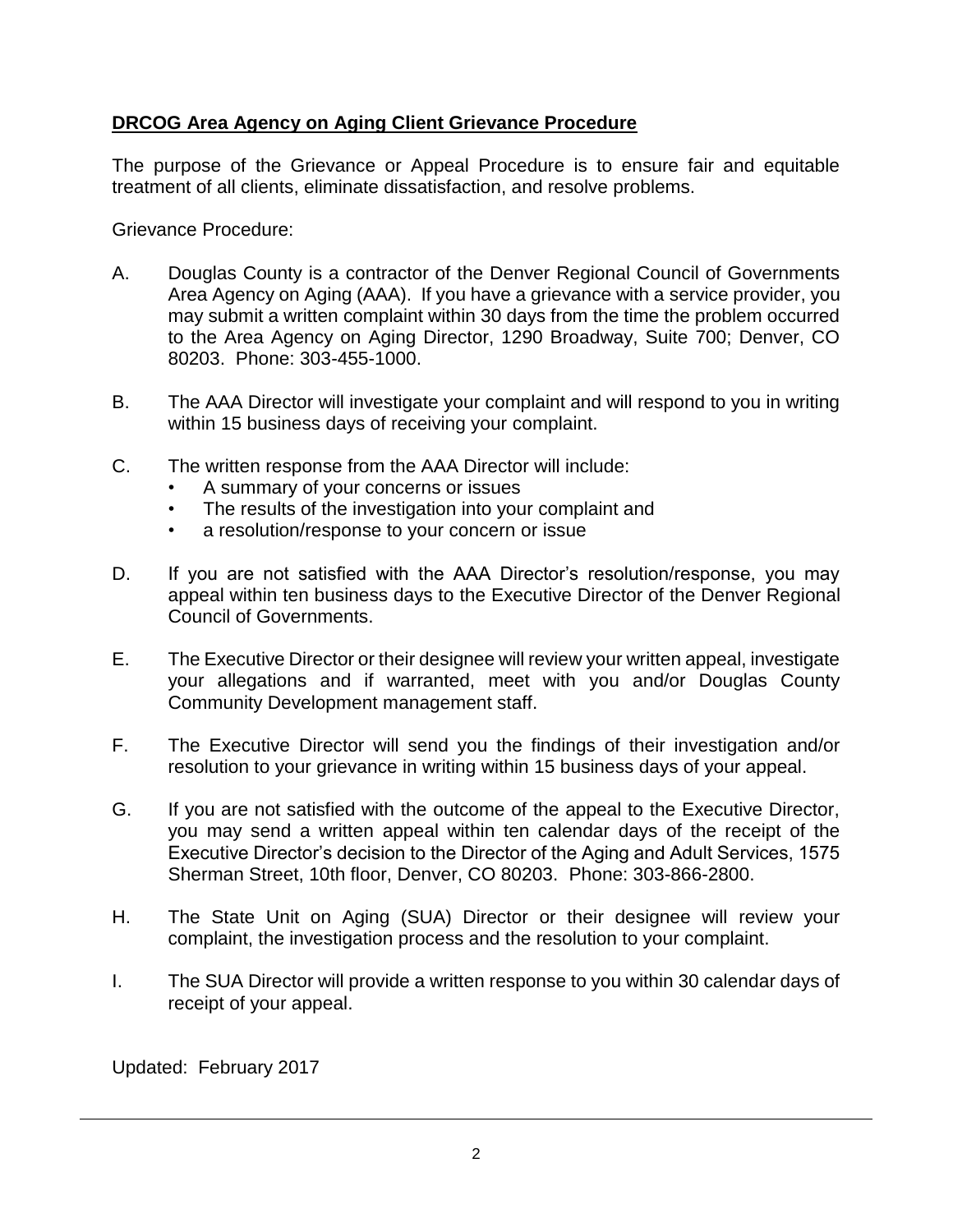**DRCOG Area Agency on Aging Client Grievance Procedure**

The purpose of the Grievance or Appeal Procedure is to ensure fair and equitable treatment of all clients, eliminate dissatisfaction, and resolve problems.

Grievance Procedure:

A. Douglas County is a contractor of the Denver Regional Council of Governments Area Agency on Aging (AAA). If you have a grievance with a service provider, you may submit a written complaint within 30 days from the time the problem occurred to the Area Agency on Aging Director, 1290 Broadway, Suite 700; Denver, CO 80203. Phone: 303-455-1000.

B. The AAA Director will investigate your complaint and will respond to you in writing within 15 business days of receiving your complaint.

C. The written response from the AAA Director will include:
   - A summary of your concerns or issues
   - The results of the investigation into your complaint and
   - a resolution/response to your concern or issue

D. If you are not satisfied with the AAA Director's resolution/response, you may appeal within ten business days to the Executive Director of the Denver Regional Council of Governments.

E. The Executive Director or their designee will review your written appeal, investigate your allegations and if warranted, meet with you and/or Douglas County Community Development management staff.

F. The Executive Director will send you the findings of their investigation and/or resolution to your grievance in writing within 15 business days of your appeal.

G. If you are not satisfied with the outcome of the appeal to the Executive Director, you may send a written appeal within ten calendar days of the receipt of the Executive Director's decision to the Director of the Aging and Adult Services, 1575 Sherman Street, 10th floor, Denver, CO 80203. Phone: 303-866-2800.

H. The State Unit on Aging (SUA) Director or their designee will review your complaint, the investigation process and the resolution to your complaint.

I. The SUA Director will provide a written response to you within 30 calendar days of receipt of your appeal.

Updated: February 2017